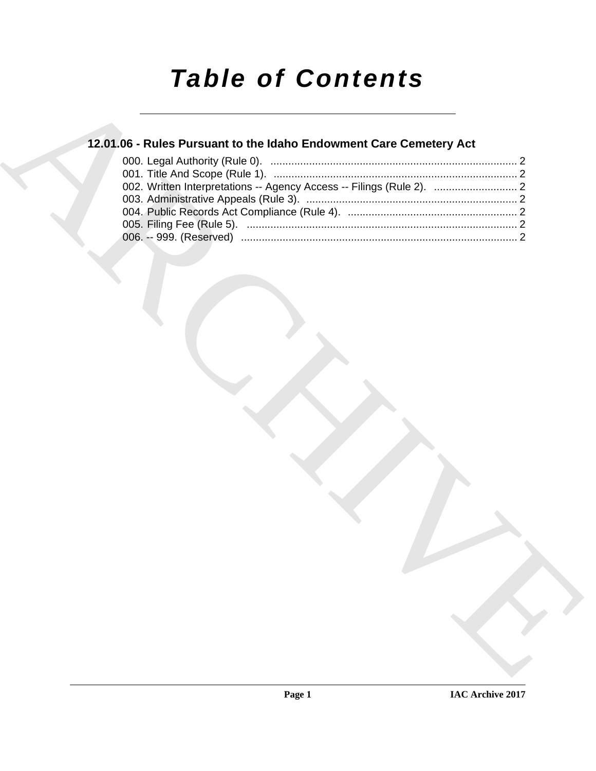# Table of Contents

## 12.01.06 - Rules Pursuant to the Idaho Endowment Care Cemetery Act

000. Legal Authority (Rule 0). ........................................................................................ 2
001. Title And Scope (Rule 1). ......................................................................................... 2
002. Written Interpretations -- Agency Access -- Filings (Rule 2). ............................ 2
003. Administrative Appeals (Rule 3). ............................................................................ 2
004. Public Records Act Compliance (Rule 4). ............................................................. 2
005. Filing Fee (Rule 5). .................................................................................................. 2
006. -- 999. (Reserved) ................................................................................................... 2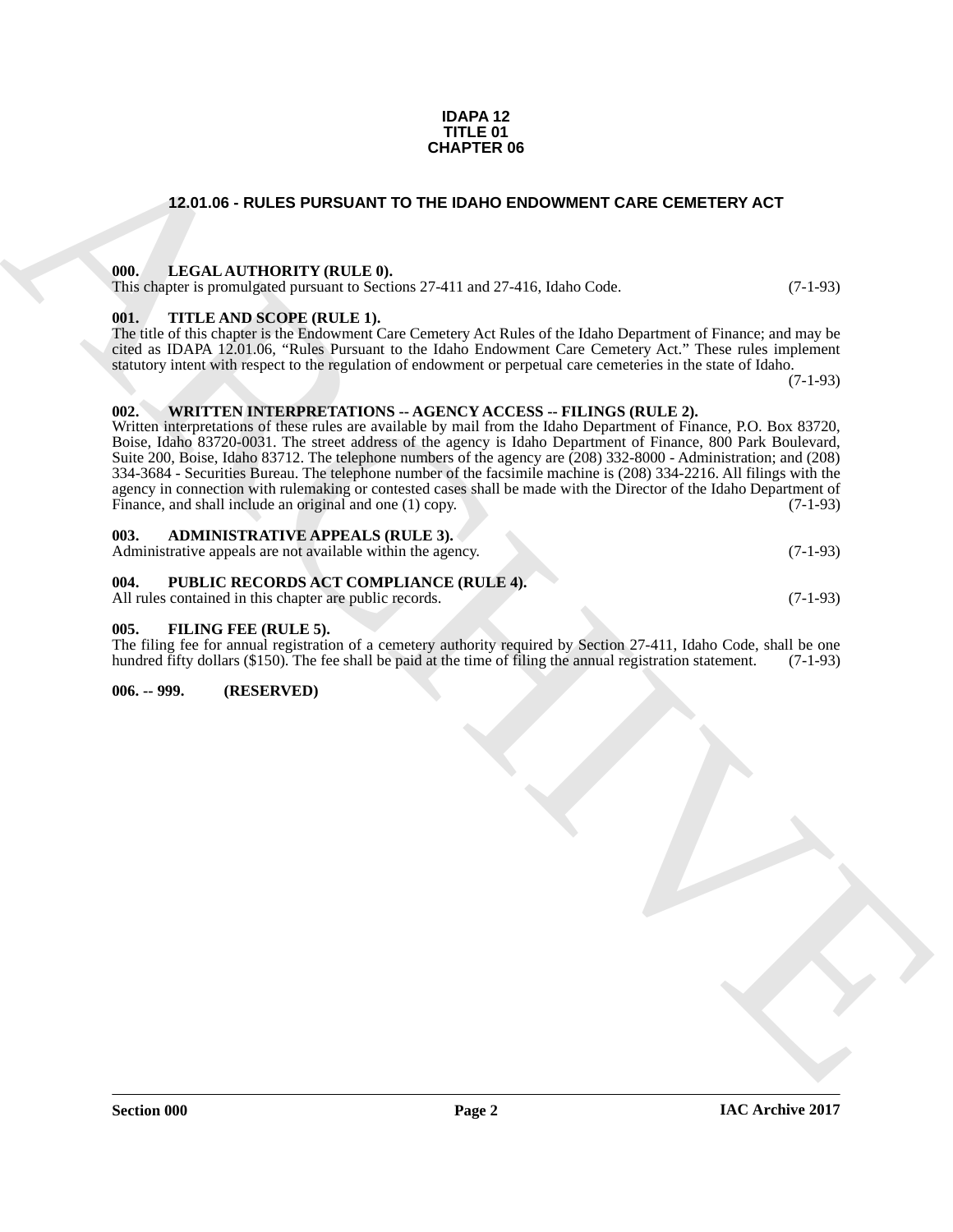**IDAPA 12
TITLE 01
CHAPTER 06**

## 12.01.06 - RULES PURSUANT TO THE IDAHO ENDOWMENT CARE CEMETERY ACT

### 000. LEGAL AUTHORITY (RULE 0).

This chapter is promulgated pursuant to Sections 27-411 and 27-416, Idaho Code. (7-1-93)

### 001. TITLE AND SCOPE (RULE 1).

The title of this chapter is the Endowment Care Cemetery Act Rules of the Idaho Department of Finance; and may be cited as IDAPA 12.01.06, "Rules Pursuant to the Idaho Endowment Care Cemetery Act." These rules implement statutory intent with respect to the regulation of endowment or perpetual care cemeteries in the state of Idaho. (7-1-93)

### 002. WRITTEN INTERPRETATIONS -- AGENCY ACCESS -- FILINGS (RULE 2).

Written interpretations of these rules are available by mail from the Idaho Department of Finance, P.O. Box 83720, Boise, Idaho 83720-0031. The street address of the agency is Idaho Department of Finance, 800 Park Boulevard, Suite 200, Boise, Idaho 83712. The telephone numbers of the agency are (208) 332-8000 - Administration; and (208) 334-3684 - Securities Bureau. The telephone number of the facsimile machine is (208) 334-2216. All filings with the agency in connection with rulemaking or contested cases shall be made with the Director of the Idaho Department of Finance, and shall include an original and one (1) copy. (7-1-93)

### 003. ADMINISTRATIVE APPEALS (RULE 3).

Administrative appeals are not available within the agency. (7-1-93)

### 004. PUBLIC RECORDS ACT COMPLIANCE (RULE 4).

All rules contained in this chapter are public records. (7-1-93)

### 005. FILING FEE (RULE 5).

The filing fee for annual registration of a cemetery authority required by Section 27-411, Idaho Code, shall be one hundred fifty dollars ($150). The fee shall be paid at the time of filing the annual registration statement. (7-1-93)

### 006. -- 999. (RESERVED)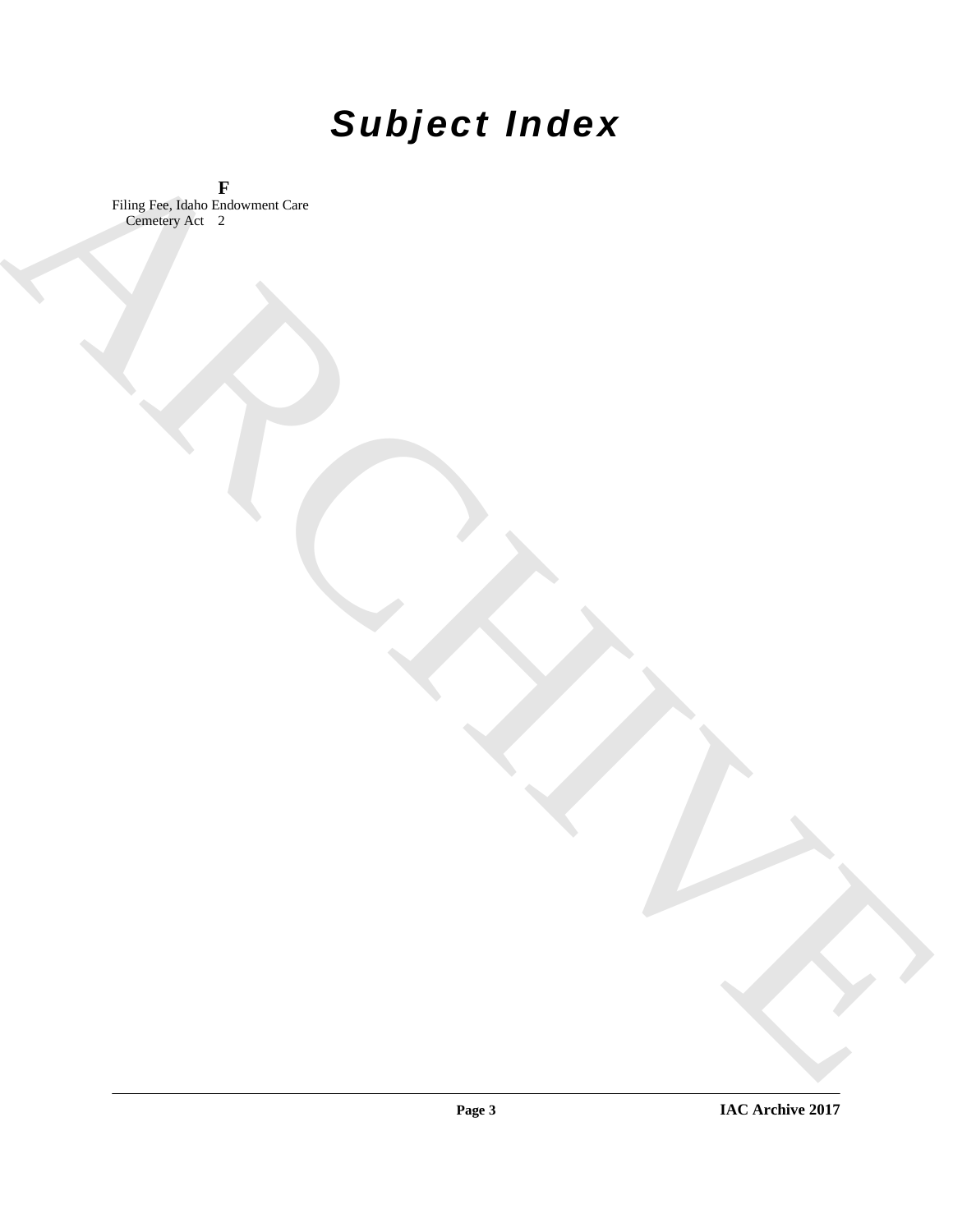# *Subject Index*

**F**

Filing Fee, Idaho Endowment Care Cemetery Act 2